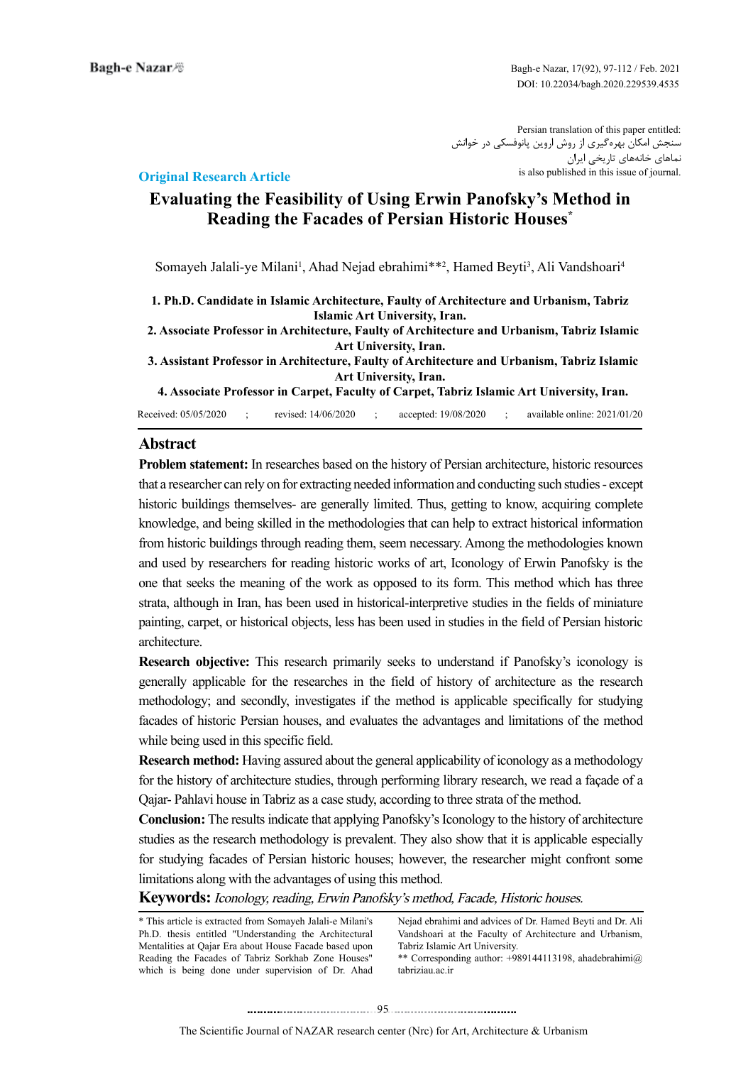Persian translation of this paper entitled:
سنجش امکان بهره‌گیری از روش اروین پانوفسکی در خوانش نماهای خانه‌های تاریخی ایران
is also published in this issue of journal.

**Original Research Article**

# Evaluating the Feasibility of Using Erwin Panofsky's Method in Reading the Facades of Persian Historic Houses*

Somayeh Jalali-ye Milani[1], Ahad Nejad ebrahimi**[2], Hamed Beyti[3], Ali Vandshoari[4]

**1. Ph.D. Candidate in Islamic Architecture, Faulty of Architecture and Urbanism, Tabriz Islamic Art University, Iran.**
**2. Associate Professor in Architecture, Faulty of Architecture and Urbanism, Tabriz Islamic Art University, Iran.**
**3. Assistant Professor in Architecture, Faulty of Architecture and Urbanism, Tabriz Islamic Art University, Iran.**
**4. Associate Professor in Carpet, Faculty of Carpet, Tabriz Islamic Art University, Iran.**

Received: 05/05/2020 ; revised: 14/06/2020 ; accepted: 19/08/2020 ; available online: 2021/01/20

## Abstract

**Problem statement:** In researches based on the history of Persian architecture, historic resources that a researcher can rely on for extracting needed information and conducting such studies - except historic buildings themselves- are generally limited. Thus, getting to know, acquiring complete knowledge, and being skilled in the methodologies that can help to extract historical information from historic buildings through reading them, seem necessary. Among the methodologies known and used by researchers for reading historic works of art, Iconology of Erwin Panofsky is the one that seeks the meaning of the work as opposed to its form. This method which has three strata, although in Iran, has been used in historical-interpretive studies in the fields of miniature painting, carpet, or historical objects, less has been used in studies in the field of Persian historic architecture.

**Research objective:** This research primarily seeks to understand if Panofsky's iconology is generally applicable for the researches in the field of history of architecture as the research methodology; and secondly, investigates if the method is applicable specifically for studying facades of historic Persian houses, and evaluates the advantages and limitations of the method while being used in this specific field.

**Research method:** Having assured about the general applicability of iconology as a methodology for the history of architecture studies, through performing library research, we read a façade of a Qajar- Pahlavi house in Tabriz as a case study, according to three strata of the method.

**Conclusion:** The results indicate that applying Panofsky's Iconology to the history of architecture studies as the research methodology is prevalent. They also show that it is applicable especially for studying facades of Persian historic houses; however, the researcher might confront some limitations along with the advantages of using this method.

**Keywords:** *Iconology, reading, Erwin Panofsky's method, Facade, Historic houses.*

---

\* This article is extracted from Somayeh Jalali-e Milani's Ph.D. thesis entitled "Understanding the Architectural Mentalities at Qajar Era about House Facade based upon Reading the Facades of Tabriz Sorkhab Zone Houses" which is being done under supervision of Dr. Ahad Nejad ebrahimi and advices of Dr. Hamed Beyti and Dr. Ali Vandshoari at the Faculty of Architecture and Urbanism, Tabriz Islamic Art University.

\** Corresponding author: +989144113198, ahadebrahimi@tabriziau.ac.ir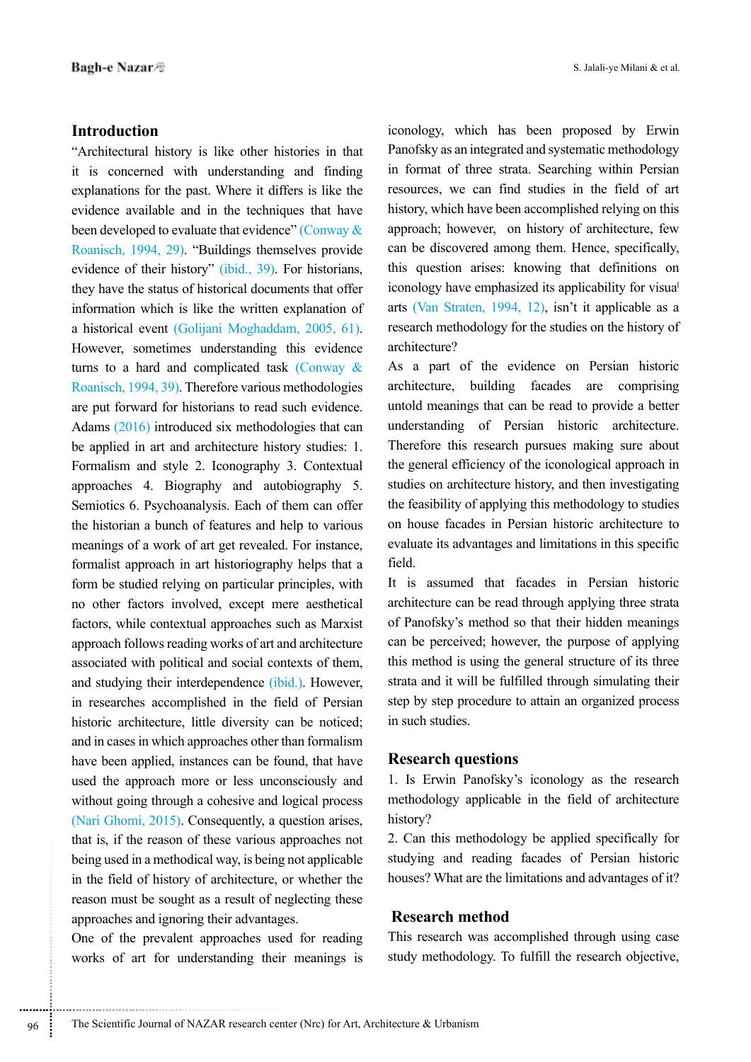## Introduction

"Architectural history is like other histories in that it is concerned with understanding and finding explanations for the past. Where it differs is like the evidence available and in the techniques that have been developed to evaluate that evidence" (Conway & Roanisch, 1994, 29). "Buildings themselves provide evidence of their history" (ibid., 39). For historians, they have the status of historical documents that offer information which is like the written explanation of a historical event (Golijani Moghaddam, 2005, 61). However, sometimes understanding this evidence turns to a hard and complicated task (Conway & Roanisch, 1994, 39). Therefore various methodologies are put forward for historians to read such evidence. Adams (2016) introduced six methodologies that can be applied in art and architecture history studies: 1. Formalism and style 2. Iconography 3. Contextual approaches 4. Biography and autobiography 5. Semiotics 6. Psychoanalysis. Each of them can offer the historian a bunch of features and help to various meanings of a work of art get revealed. For instance, formalist approach in art historiography helps that a form be studied relying on particular principles, with no other factors involved, except mere aesthetical factors, while contextual approaches such as Marxist approach follows reading works of art and architecture associated with political and social contexts of them, and studying their interdependence (ibid.). However, in researches accomplished in the field of Persian historic architecture, little diversity can be noticed; and in cases in which approaches other than formalism have been applied, instances can be found, that have used the approach more or less unconsciously and without going through a cohesive and logical process (Nari Ghomi, 2015). Consequently, a question arises, that is, if the reason of these various approaches not being used in a methodical way, is being not applicable in the field of history of architecture, or whether the reason must be sought as a result of neglecting these approaches and ignoring their advantages.

One of the prevalent approaches used for reading works of art for understanding their meanings is iconology, which has been proposed by Erwin Panofsky as an integrated and systematic methodology in format of three strata. Searching within Persian resources, we can find studies in the field of art history, which have been accomplished relying on this approach; however, on history of architecture, few can be discovered among them. Hence, specifically, this question arises: knowing that definitions on iconology have emphasized its applicability for visual arts (Van Straten, 1994, 12), isn't it applicable as a research methodology for the studies on the history of architecture?

As a part of the evidence on Persian historic architecture, building facades are comprising untold meanings that can be read to provide a better understanding of Persian historic architecture. Therefore this research pursues making sure about the general efficiency of the iconological approach in studies on architecture history, and then investigating the feasibility of applying this methodology to studies on house facades in Persian historic architecture to evaluate its advantages and limitations in this specific field.

It is assumed that facades in Persian historic architecture can be read through applying three strata of Panofsky's method so that their hidden meanings can be perceived; however, the purpose of applying this method is using the general structure of its three strata and it will be fulfilled through simulating their step by step procedure to attain an organized process in such studies.

## Research questions

1. Is Erwin Panofsky's iconology as the research methodology applicable in the field of architecture history?

2. Can this methodology be applied specifically for studying and reading facades of Persian historic houses? What are the limitations and advantages of it?

## Research method

This research was accomplished through using case study methodology. To fulfill the research objective,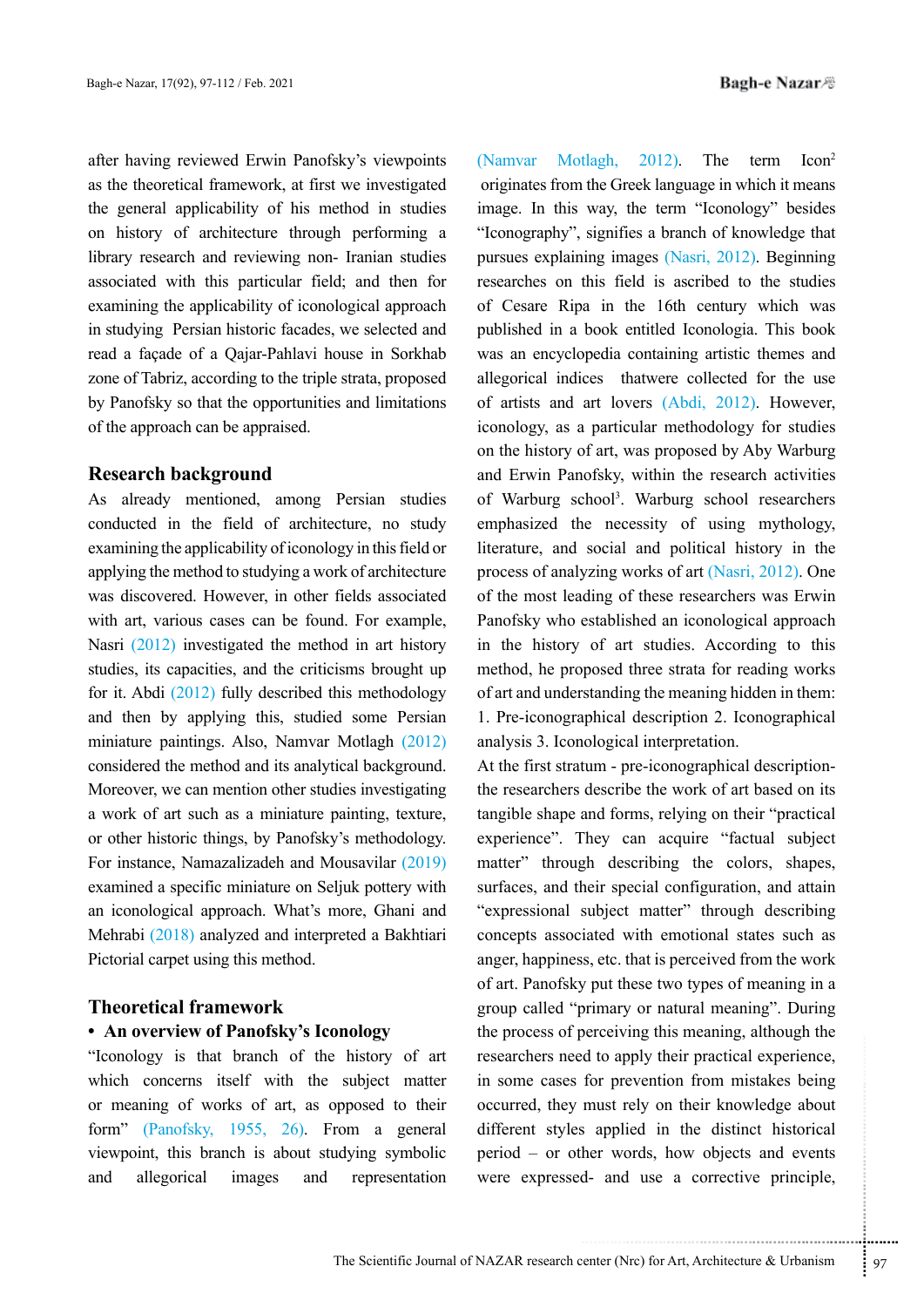after having reviewed Erwin Panofsky's viewpoints as the theoretical framework, at first we investigated the general applicability of his method in studies on history of architecture through performing a library research and reviewing non- Iranian studies associated with this particular field; and then for examining the applicability of iconological approach in studying Persian historic facades, we selected and read a façade of a Qajar-Pahlavi house in Sorkhab zone of Tabriz, according to the triple strata, proposed by Panofsky so that the opportunities and limitations of the approach can be appraised.

## Research background

As already mentioned, among Persian studies conducted in the field of architecture, no study examining the applicability of iconology in this field or applying the method to studying a work of architecture was discovered. However, in other fields associated with art, various cases can be found. For example, Nasri (2012) investigated the method in art history studies, its capacities, and the criticisms brought up for it. Abdi (2012) fully described this methodology and then by applying this, studied some Persian miniature paintings. Also, Namvar Motlagh (2012) considered the method and its analytical background. Moreover, we can mention other studies investigating a work of art such as a miniature painting, texture, or other historic things, by Panofsky's methodology. For instance, Namazalizadeh and Mousavilar (2019) examined a specific miniature on Seljuk pottery with an iconological approach. What's more, Ghani and Mehrabi (2018) analyzed and interpreted a Bakhtiari Pictorial carpet using this method.

## Theoretical framework

- **An overview of Panofsky's Iconology**

"Iconology is that branch of the history of art which concerns itself with the subject matter or meaning of works of art, as opposed to their form" (Panofsky, 1955, 26). From a general viewpoint, this branch is about studying symbolic and allegorical images and representation (Namvar Motlagh, 2012). The term Icon[2] originates from the Greek language in which it means image. In this way, the term "Iconology" besides "Iconography", signifies a branch of knowledge that pursues explaining images (Nasri, 2012). Beginning researches on this field is ascribed to the studies of Cesare Ripa in the 16th century which was published in a book entitled Iconologia. This book was an encyclopedia containing artistic themes and allegorical indices thatwere collected for the use of artists and art lovers (Abdi, 2012). However, iconology, as a particular methodology for studies on the history of art, was proposed by Aby Warburg and Erwin Panofsky, within the research activities of Warburg school[3]. Warburg school researchers emphasized the necessity of using mythology, literature, and social and political history in the process of analyzing works of art (Nasri, 2012). One of the most leading of these researchers was Erwin Panofsky who established an iconological approach in the history of art studies. According to this method, he proposed three strata for reading works of art and understanding the meaning hidden in them: 1. Pre-iconographical description 2. Iconographical analysis 3. Iconological interpretation.

At the first stratum - pre-iconographical description- the researchers describe the work of art based on its tangible shape and forms, relying on their "practical experience". They can acquire "factual subject matter" through describing the colors, shapes, surfaces, and their special configuration, and attain "expressional subject matter" through describing concepts associated with emotional states such as anger, happiness, etc. that is perceived from the work of art. Panofsky put these two types of meaning in a group called "primary or natural meaning". During the process of perceiving this meaning, although the researchers need to apply their practical experience, in some cases for prevention from mistakes being occurred, they must rely on their knowledge about different styles applied in the distinct historical period – or other words, how objects and events were expressed- and use a corrective principle,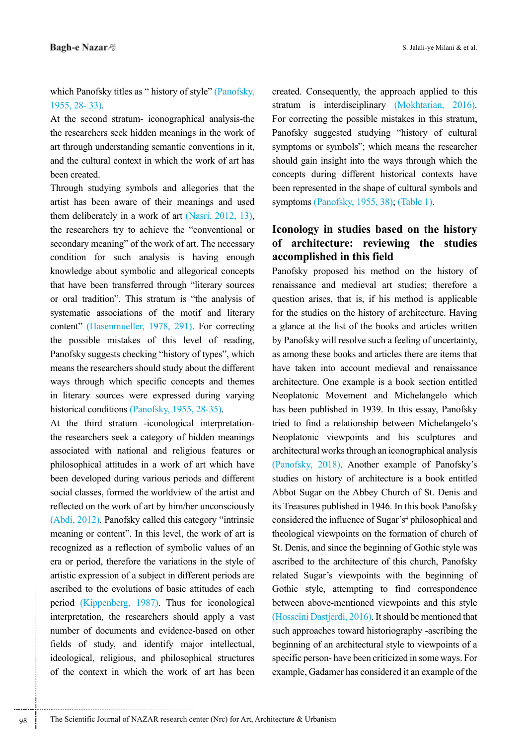which Panofsky titles as " history of style" (Panofsky, 1955, 28- 33).

At the second stratum- iconographical analysis-the the researchers seek hidden meanings in the work of art through understanding semantic conventions in it, and the cultural context in which the work of art has been created.

Through studying symbols and allegories that the artist has been aware of their meanings and used them deliberately in a work of art (Nasri, 2012, 13), the researchers try to achieve the "conventional or secondary meaning" of the work of art. The necessary condition for such analysis is having enough knowledge about symbolic and allegorical concepts that have been transferred through "literary sources or oral tradition". This stratum is "the analysis of systematic associations of the motif and literary content" (Hasenmueller, 1978, 291). For correcting the possible mistakes of this level of reading, Panofsky suggests checking "history of types", which means the researchers should study about the different ways through which specific concepts and themes in literary sources were expressed during varying historical conditions (Panofsky, 1955, 28-35).

At the third stratum -iconological interpretation- the researchers seek a category of hidden meanings associated with national and religious features or philosophical attitudes in a work of art which have been developed during various periods and different social classes, formed the worldview of the artist and reflected on the work of art by him/her unconsciously (Abdi, 2012). Panofsky called this category "intrinsic meaning or content". In this level, the work of art is recognized as a reflection of symbolic values of an era or period, therefore the variations in the style of artistic expression of a subject in different periods are ascribed to the evolutions of basic attitudes of each period (Kippenberg, 1987). Thus for iconological interpretation, the researchers should apply a vast number of documents and evidence-based on other fields of study, and identify major intellectual, ideological, religious, and philosophical structures of the context in which the work of art has been created. Consequently, the approach applied to this stratum is interdisciplinary (Mokhtarian, 2016). For correcting the possible mistakes in this stratum, Panofsky suggested studying "history of cultural symptoms or symbols"; which means the researcher should gain insight into the ways through which the concepts during different historical contexts have been represented in the shape of cultural symbols and symptoms (Panofsky, 1955, 38); (Table 1).

## Iconology in studies based on the history of architecture: reviewing the studies accomplished in this field

Panofsky proposed his method on the history of renaissance and medieval art studies; therefore a question arises, that is, if his method is applicable for the studies on the history of architecture. Having a glance at the list of the books and articles written by Panofsky will resolve such a feeling of uncertainty, as among these books and articles there are items that have taken into account medieval and renaissance architecture. One example is a book section entitled Neoplatonic Movement and Michelangelo which has been published in 1939. In this essay, Panofsky tried to find a relationship between Michelangelo's Neoplatonic viewpoints and his sculptures and architectural works through an iconographical analysis (Panofsky, 2018). Another example of Panofsky's studies on history of architecture is a book entitled Abbot Sugar on the Abbey Church of St. Denis and its Treasures published in 1946. In this book Panofsky considered the influence of Sugar's[4] philosophical and theological viewpoints on the formation of church of St. Denis, and since the beginning of Gothic style was ascribed to the architecture of this church, Panofsky related Sugar's viewpoints with the beginning of Gothic style, attempting to find correspondence between above-mentioned viewpoints and this style (Hosseini Dastjerdi, 2016). It should be mentioned that such approaches toward historiography -ascribing the beginning of an architectural style to viewpoints of a specific person- have been criticized in some ways. For example, Gadamer has considered it an example of the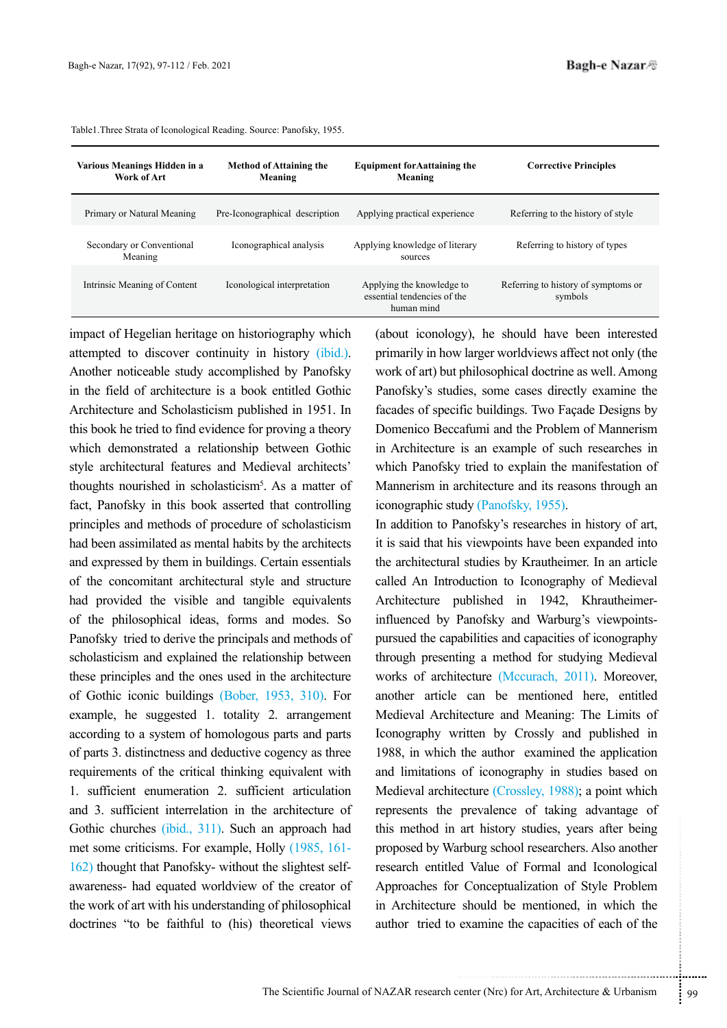Table1.Three Strata of Iconological Reading. Source: Panofsky, 1955.

| Various Meanings Hidden in a Work of Art | Method of Attaining the Meaning | Equipment forAattaining the Meaning | Corrective Principles |
|---|---|---|---|
| Primary or Natural Meaning | Pre-Iconographical description | Applying practical experience | Referring to the history of style |
| Secondary or Conventional Meaning | Iconographical analysis | Applying knowledge of literary sources | Referring to history of types |
| Intrinsic Meaning of Content | Iconological interpretation | Applying the knowledge to essential tendencies of the human mind | Referring to history of symptoms or symbols |

impact of Hegelian heritage on historiography which attempted to discover continuity in history (ibid.). Another noticeable study accomplished by Panofsky in the field of architecture is a book entitled Gothic Architecture and Scholasticism published in 1951. In this book he tried to find evidence for proving a theory which demonstrated a relationship between Gothic style architectural features and Medieval architects' thoughts nourished in scholasticism[5]. As a matter of fact, Panofsky in this book asserted that controlling principles and methods of procedure of scholasticism had been assimilated as mental habits by the architects and expressed by them in buildings. Certain essentials of the concomitant architectural style and structure had provided the visible and tangible equivalents of the philosophical ideas, forms and modes. So Panofsky tried to derive the principals and methods of scholasticism and explained the relationship between these principles and the ones used in the architecture of the Gothic iconic buildings (Bober, 1953, 310). For example, he suggested 1. totality 2. arrangement according to a system of homologous parts and parts of parts 3. distinctness and deductive cogency as three requirements of the critical thinking equivalent with 1. sufficient enumeration 2. sufficient articulation and 3. sufficient interrelation in the architecture of Gothic churches (ibid., 311). Such an approach had met some criticisms. For example, Holly (1985, 161-162) thought that Panofsky- without the slightest self-awareness- had equated worldview of the creator of the work of art with his understanding of philosophical doctrines "to be faithful to (his) theoretical views (about iconology), he should have been interested primarily in how larger worldviews affect not only (the work of art) but philosophical doctrine as well. Among Panofsky's studies, some cases directly examine the facades of specific buildings. Two Façade Designs by Domenico Beccafumi and the Problem of Mannerism in Architecture is an example of such researches in which Panofsky tried to explain the manifestation of Mannerism in architecture and its reasons through an iconographic study (Panofsky, 1955).

In addition to Panofsky's researches in history of art, it is said that his viewpoints have been expanded into the architectural studies by Krautheimer. In an article called An Introduction to Iconography of Medieval Architecture published in 1942, Khrautheimer-influenced by Panofsky and Warburg's viewpoints-pursued the capabilities and capacities of iconography through presenting a method for studying Medieval works of architecture (Mccurach, 2011). Moreover, another article can be mentioned here, entitled Medieval Architecture and Meaning: The Limits of Iconography written by Crossly and published in 1988, in which the author examined the application and limitations of iconography in studies based on Medieval architecture (Crossley, 1988); a point which represents the prevalence of taking advantage of this method in art history studies, years after being proposed by Warburg school researchers. Also another research entitled Value of Formal and Iconological Approaches for Conceptualization of Style Problem in Architecture should be mentioned, in which the author tried to examine the capacities of each of the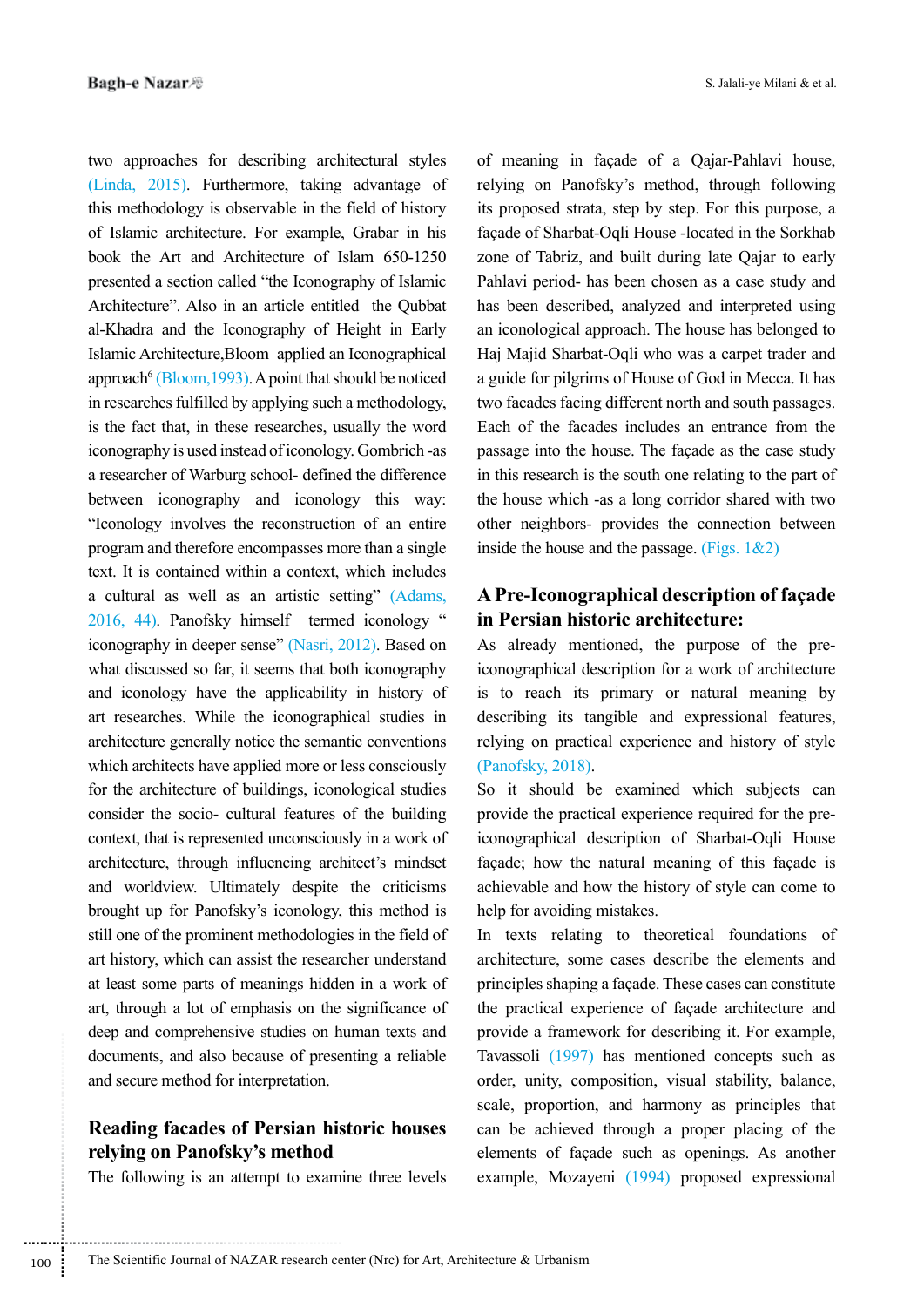two approaches for describing architectural styles (Linda, 2015). Furthermore, taking advantage of this methodology is observable in the field of history of Islamic architecture. For example, Grabar in his book the Art and Architecture of Islam 650-1250 presented a section called "the Iconography of Islamic Architecture". Also in an article entitled the Qubbat al-Khadra and the Iconography of Height in Early Islamic Architecture,Bloom applied an Iconographical approach[6] (Bloom,1993). A point that should be noticed in researches fulfilled by applying such a methodology, is the fact that, in these researches, usually the word iconography is used instead of iconology. Gombrich -as a researcher of Warburg school- defined the difference between iconography and iconology this way: "Iconology involves the reconstruction of an entire program and therefore encompasses more than a single text. It is contained within a context, which includes a cultural as well as an artistic setting" (Adams, 2016, 44). Panofsky himself termed iconology " iconography in deeper sense" (Nasri, 2012). Based on what discussed so far, it seems that both iconography and iconology have the applicability in history of art researches. While the iconographical studies in architecture generally notice the semantic conventions which architects have applied more or less consciously for the architecture of buildings, iconological studies consider the socio- cultural features of the building context, that is represented unconsciously in a work of architecture, through influencing architect's mindset and worldview. Ultimately despite the criticisms brought up for Panofsky's iconology, this method is still one of the prominent methodologies in the field of art history, which can assist the researcher understand at least some parts of meanings hidden in a work of art, through a lot of emphasis on the significance of deep and comprehensive studies on human texts and documents, and also because of presenting a reliable and secure method for interpretation.

## Reading facades of Persian historic houses relying on Panofsky's method

The following is an attempt to examine three levels of meaning in façade of a Qajar-Pahlavi house, relying on Panofsky's method, through following its proposed strata, step by step. For this purpose, a façade of Sharbat-Oqli House -located in the Sorkhab zone of Tabriz, and built during late Qajar to early Pahlavi period- has been chosen as a case study and has been described, analyzed and interpreted using an iconological approach. The house has belonged to Haj Majid Sharbat-Oqli who was a carpet trader and a guide for pilgrims of House of God in Mecca. It has two facades facing different north and south passages. Each of the facades includes an entrance from the passage into the house. The façade as the case study in this research is the south one relating to the part of the house which -as a long corridor shared with two other neighbors- provides the connection between inside the house and the passage. (Figs. 1&2)

## A Pre-Iconographical description of façade in Persian historic architecture:

As already mentioned, the purpose of the pre-iconographical description for a work of architecture is to reach its primary or natural meaning by describing its tangible and expressional features, relying on practical experience and history of style (Panofsky, 2018).

So it should be examined which subjects can provide the practical experience required for the pre-iconographical description of Sharbat-Oqli House façade; how the natural meaning of this façade is achievable and how the history of style can come to help for avoiding mistakes.

In texts relating to theoretical foundations of architecture, some cases describe the elements and principles shaping a façade. These cases can constitute the practical experience of façade architecture and provide a framework for describing it. For example, Tavassoli (1997) has mentioned concepts such as order, unity, composition, visual stability, balance, scale, proportion, and harmony as principles that can be achieved through a proper placing of the elements of façade such as openings. As another example, Mozayeni (1994) proposed expressional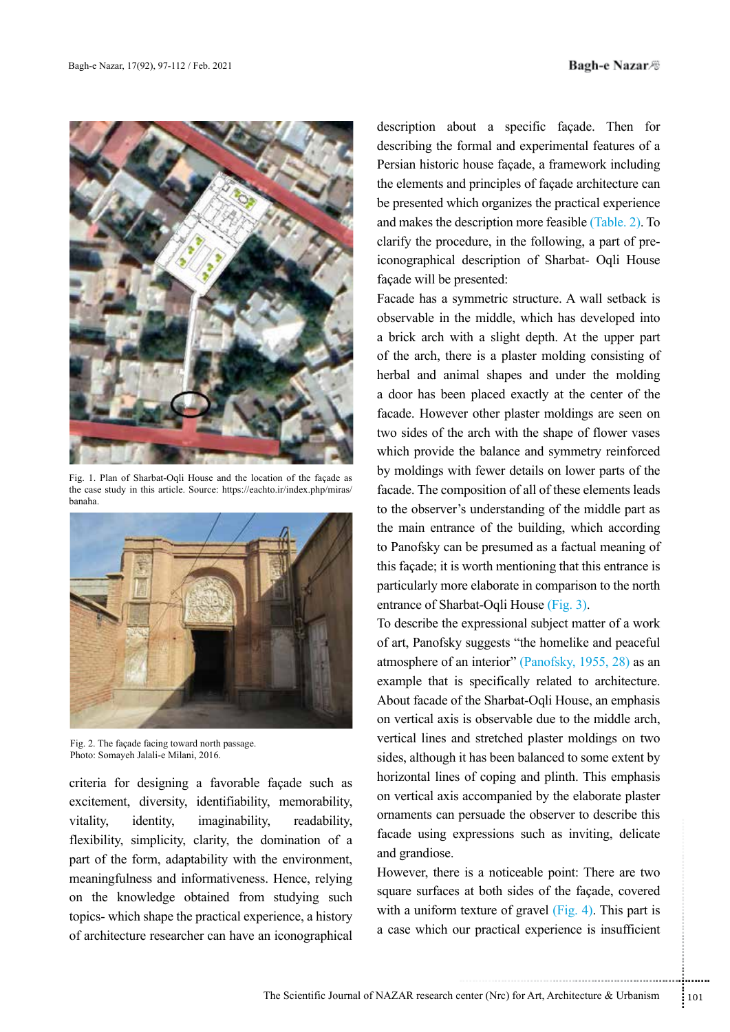Fig. 1. Plan of Sharbat-Oqli House and the location of the façade as the case study in this article. Source: https://eachto.ir/index.php/miras/banaha.

Fig. 2. The façade facing toward north passage.
Photo: Somayeh Jalali-e Milani, 2016.

criteria for designing a favorable façade such as excitement, diversity, identifiability, memorability, vitality, identity, imaginability, readability, flexibility, simplicity, clarity, the domination of a part of the form, adaptability with the environment, meaningfulness and informativeness. Hence, relying on the knowledge obtained from studying such topics- which shape the practical experience, a history of architecture researcher can have an iconographical description about a specific façade. Then for describing the formal and experimental features of a Persian historic house façade, a framework including the elements and principles of façade architecture can be presented which organizes the practical experience and makes the description more feasible (Table. 2). To clarify the procedure, in the following, a part of pre-iconographical description of Sharbat- Oqli House façade will be presented:

Facade has a symmetric structure. A wall setback is observable in the middle, which has developed into a brick arch with a slight depth. At the upper part of the arch, there is a plaster molding consisting of herbal and animal shapes and under the molding a door has been placed exactly at the center of the facade. However other plaster moldings are seen on two sides of the arch with the shape of flower vases which provide the balance and symmetry reinforced by moldings with fewer details on lower parts of the facade. The composition of all of these elements leads to the observer's understanding of the middle part as the main entrance of the building, which according to Panofsky can be presumed as a factual meaning of this façade; it is worth mentioning that this entrance is particularly more elaborate in comparison to the north entrance of Sharbat-Oqli House (Fig. 3).

To describe the expressional subject matter of a work of art, Panofsky suggests "the homelike and peaceful atmosphere of an interior" (Panofsky, 1955, 28) as an example that is specifically related to architecture. About facade of the Sharbat-Oqli House, an emphasis on vertical axis is observable due to the middle arch, vertical lines and stretched plaster moldings on two sides, although it has been balanced to some extent by horizontal lines of coping and plinth. This emphasis on vertical axis accompanied by the elaborate plaster ornaments can persuade the observer to describe this facade using expressions such as inviting, delicate and grandiose.

However, there is a noticeable point: There are two square surfaces at both sides of the façade, covered with a uniform texture of gravel (Fig. 4). This part is a case which our practical experience is insufficient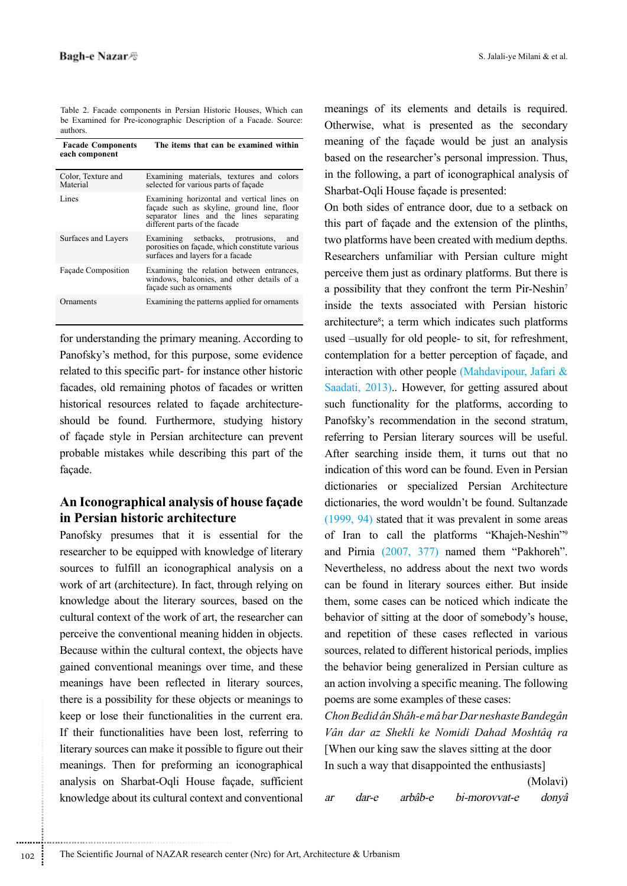Table 2. Facade components in Persian Historic Houses, Which can be Examined for Pre-iconographic Description of a Facade. Source: authors.

| Facade Components each component | The items that can be examined within |
|---|---|
| Color, Texture and Material | Examining materials, textures and colors selected for various parts of façade |
| Lines | Examining horizontal and vertical lines on façade such as skyline, ground line, floor separator lines and the lines separating different parts of the facade |
| Surfaces and Layers | Examining setbacks, protrusions, and porosities on façade, which constitute various surfaces and layers for a facade |
| Façade Composition | Examining the relation between entrances, windows, balconies, and other details of a façade such as ornaments |
| Ornaments | Examining the patterns applied for ornaments |

for understanding the primary meaning. According to Panofsky's method, for this purpose, some evidence related to this specific part- for instance other historic facades, old remaining photos of facades or written historical resources related to façade architecture- should be found. Furthermore, studying history of façade style in Persian architecture can prevent probable mistakes while describing this part of the façade.

## An Iconographical analysis of house façade in Persian historic architecture

Panofsky presumes that it is essential for the researcher to be equipped with knowledge of literary sources to fulfill an iconographical analysis on a work of art (architecture). In fact, through relying on knowledge about the literary sources, based on the cultural context of the work of art, the researcher can perceive the conventional meaning hidden in objects. Because within the cultural context, the objects have gained conventional meanings over time, and these meanings have been reflected in literary sources, there is a possibility for these objects or meanings to keep or lose their functionalities in the current era. If their functionalities have been lost, referring to literary sources can make it possible to figure out their meanings. Then for preforming an iconographical analysis on Sharbat-Oqli House façade, sufficient knowledge about its cultural context and conventional meanings of its elements and details is required. Otherwise, what is presented as the secondary meaning of the façade would be just an analysis based on the researcher's personal impression. Thus, in the following, a part of iconographical analysis of Sharbat-Oqli House façade is presented:

On both sides of entrance door, due to a setback on this part of façade and the extension of the plinths, two platforms have been created with medium depths. Researchers unfamiliar with Persian culture might perceive them just as ordinary platforms. But there is a possibility that they confront the term Pir-Neshin[7] inside the texts associated with Persian historic architecture[8]; a term which indicates such platforms used –usually for old people- to sit, for refreshment, contemplation for a better perception of façade, and interaction with other people (Mahdavipour, Jafari & Saadati, 2013).. However, for getting assured about such functionality for the platforms, according to Panofsky's recommendation in the second stratum, referring to Persian literary sources will be useful. After searching inside them, it turns out that no indication of this word can be found. Even in Persian dictionaries or specialized Persian Architecture dictionaries, the word wouldn't be found. Sultanzade (1999, 94) stated that it was prevalent in some areas of Iran to call the platforms "Khajeh-Neshin"[9] and Pirnia (2007, 377) named them "Pakhoreh". Nevertheless, no address about the next two words can be found in literary sources either. But inside them, some cases can be noticed which indicate the behavior of sitting at the door of somebody's house, and repetition of these cases reflected in various sources, related to different historical periods, implies the behavior being generalized in Persian culture as an action involving a specific meaning. The following poems are some examples of these cases:

*Chon Bedid ân Shâh-e mâ bar Dar neshaste Bandegân*
*Vân dar az Shekli ke Nomidi Dahad Moshtâq ra*
[When our king saw the slaves sitting at the door
In such a way that disappointed the enthusiasts]
(Molavi)

*ar dar-e arbâb-e bi-morovvat-e donyâ*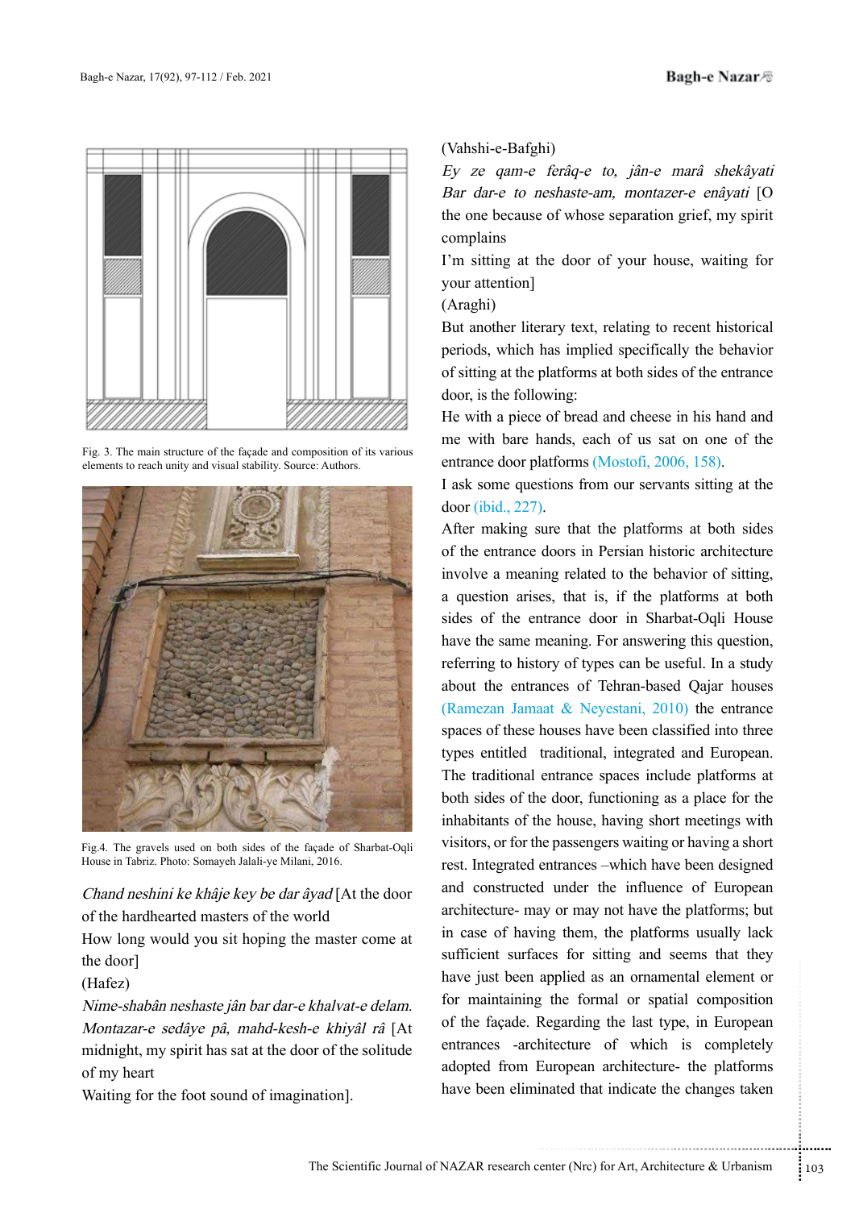Fig. 3. The main structure of the façade and composition of its various elements to reach unity and visual stability. Source: Authors.

Fig.4. The gravels used on both sides of the façade of Sharbat-Oqli House in Tabriz. Photo: Somayeh Jalali-ye Milani, 2016.

*Chand neshini ke khâje key be dar âyad* [At the door of the hardhearted masters of the world

How long would you sit hoping the master come at the door]

(Hafez)

*Nime-shabân neshaste jân bar dar-e khalvat-e delam.*

*Montazar-e sedâye pâ, mahd-kesh-e khiyâl râ* [At midnight, my spirit has sat at the door of the solitude of my heart

Waiting for the foot sound of imagination].

(Vahshi-e-Bafghi)

*Ey ze qam-e ferâq-e to, jân-e marâ shekâyati*

*Bar dar-e to neshaste-am, montazer-e enâyati* [O the one because of whose separation grief, my spirit complains

I'm sitting at the door of your house, waiting for your attention]

(Araghi)

But another literary text, relating to recent historical periods, which has implied specifically the behavior of sitting at the platforms at both sides of the entrance door, is the following:

He with a piece of bread and cheese in his hand and me with bare hands, each of us sat on one of the entrance door platforms (Mostofi, 2006, 158).

I ask some questions from our servants sitting at the door (ibid., 227).

After making sure that the platforms at both sides of the entrance doors in Persian historic architecture involve a meaning related to the behavior of sitting, a question arises, that is, if the platforms at both sides of the entrance door in Sharbat-Oqli House have the same meaning. For answering this question, referring to history of types can be useful. In a study about the entrances of Tehran-based Qajar houses (Ramezan Jamaat & Neyestani, 2010) the entrance spaces of these houses have been classified into three types entitled traditional, integrated and European. The traditional entrance spaces include platforms at both sides of the door, functioning as a place for the inhabitants of the house, having short meetings with visitors, or for the passengers waiting or having a short rest. Integrated entrances –which have been designed and constructed under the influence of European architecture- may or may not have the platforms; but in case of having them, the platforms usually lack sufficient surfaces for sitting and seems that they have just been applied as an ornamental element or for maintaining the formal or spatial composition of the façade. Regarding the last type, in European entrances -architecture of which is completely adopted from European architecture- the platforms have been eliminated that indicate the changes taken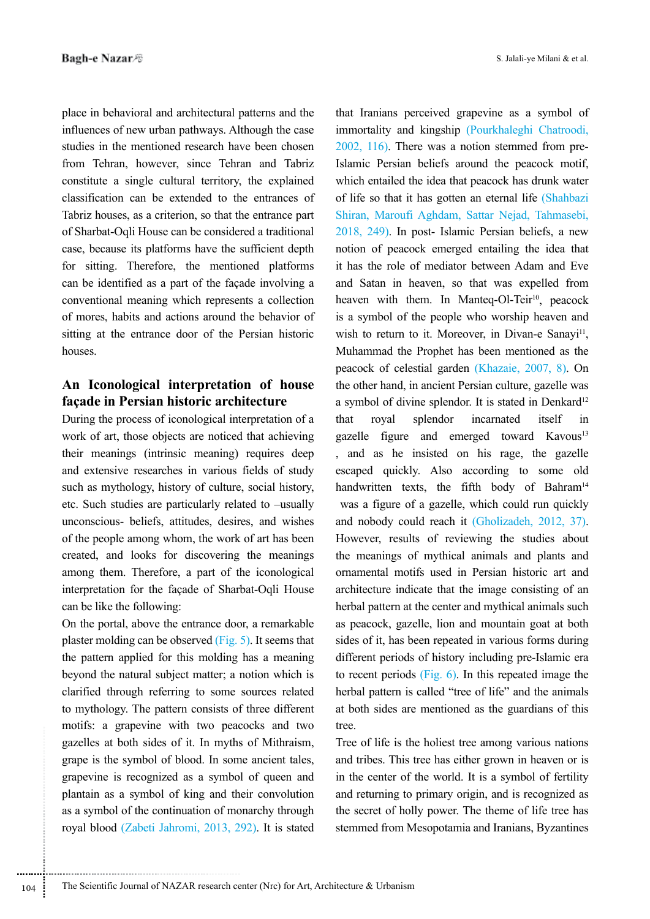place in behavioral and architectural patterns and the influences of new urban pathways. Although the case studies in the mentioned research have been chosen from Tehran, however, since Tehran and Tabriz constitute a single cultural territory, the explained classification can be extended to the entrances of Tabriz houses, as a criterion, so that the entrance part of Sharbat-Oqli House can be considered a traditional case, because its platforms have the sufficient depth for sitting. Therefore, the mentioned platforms can be identified as a part of the façade involving a conventional meaning which represents a collection of mores, habits and actions around the behavior of sitting at the entrance door of the Persian historic houses.

## An Iconological interpretation of house façade in Persian historic architecture

During the process of iconological interpretation of a work of art, those objects are noticed that achieving their meanings (intrinsic meaning) requires deep and extensive researches in various fields of study such as mythology, history of culture, social history, etc. Such studies are particularly related to –usually unconscious- beliefs, attitudes, desires, and wishes of the people among whom, the work of art has been created, and looks for discovering the meanings among them. Therefore, a part of the iconological interpretation for the façade of Sharbat-Oqli House can be like the following:

On the portal, above the entrance door, a remarkable plaster molding can be observed (Fig. 5). It seems that the pattern applied for this molding has a meaning beyond the natural subject matter; a notion which is clarified through referring to some sources related to mythology. The pattern consists of three different motifs: a grapevine with two peacocks and two gazelles at both sides of it. In myths of Mithraism, grape is the symbol of blood. In some ancient tales, grapevine is recognized as a symbol of queen and plantain as a symbol of king and their convolution as a symbol of the continuation of monarchy through royal blood (Zabeti Jahromi, 2013, 292). It is stated that Iranians perceived grapevine as a symbol of immortality and kingship (Pourkhaleghi Chatroodi, 2002, 116). There was a notion stemmed from pre-Islamic Persian beliefs around the peacock motif, which entailed the idea that peacock has drunk water of life so that it has gotten an eternal life (Shahbazi Shiran, Maroufi Aghdam, Sattar Nejad, Tahmasebi, 2018, 249). In post- Islamic Persian beliefs, a new notion of peacock emerged entailing the idea that it has the role of mediator between Adam and Eve and Satan in heaven, so that was expelled from heaven with them. In Manteq-Ol-Teir[10], peacock is a symbol of the people who worship heaven and wish to return to it. Moreover, in Divan-e Sanayi[11], Muhammad the Prophet has been mentioned as the peacock of celestial garden (Khazaie, 2007, 8). On the other hand, in ancient Persian culture, gazelle was a symbol of divine splendor. It is stated in Denkard[12] that royal splendor incarnated itself in gazelle figure and emerged toward Kavous[13], and as he insisted on his rage, the gazelle escaped quickly. Also according to some old handwritten texts, the fifth body of Bahram[14] was a figure of a gazelle, which could run quickly and nobody could reach it (Gholizadeh, 2012, 37). However, results of reviewing the studies about the meanings of mythical animals and plants and ornamental motifs used in Persian historic art and architecture indicate that the image consisting of an herbal pattern at the center and mythical animals such as peacock, gazelle, lion and mountain goat at both sides of it, has been repeated in various forms during different periods of history including pre-Islamic era to recent periods (Fig. 6). In this repeated image the herbal pattern is called "tree of life" and the animals at both sides are mentioned as the guardians of this tree.

Tree of life is the holiest tree among various nations and tribes. This tree has either grown in heaven or is in the center of the world. It is a symbol of fertility and returning to primary origin, and is recognized as the secret of holly power. The theme of life tree has stemmed from Mesopotamia and Iranians, Byzantines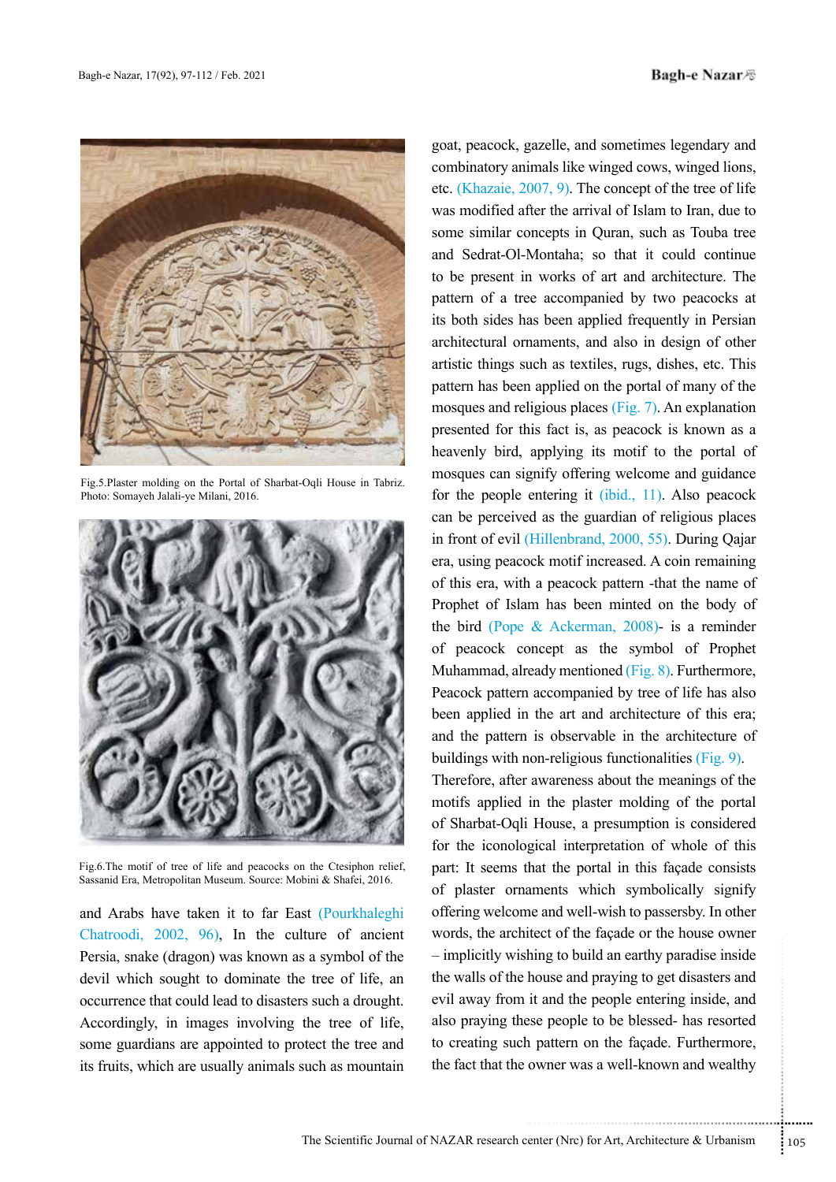Fig.5.Plaster molding on the Portal of Sharbat-Oqli House in Tabriz. Photo: Somayeh Jalali-ye Milani, 2016.

Fig.6.The motif of tree of life and peacocks on the Ctesiphon relief, Sassanid Era, Metropolitan Museum. Source: Mobini & Shafei, 2016.

and Arabs have taken it to far East (Pourkhaleghi Chatroodi, 2002, 96), In the culture of ancient Persia, snake (dragon) was known as a symbol of the devil which sought to dominate the tree of life, an occurrence that could lead to disasters such a drought. Accordingly, in images involving the tree of life, some guardians are appointed to protect the tree and its fruits, which are usually animals such as mountain goat, peacock, gazelle, and sometimes legendary and combinatory animals like winged cows, winged lions, etc. (Khazaie, 2007, 9). The concept of the tree of life was modified after the arrival of Islam to Iran, due to some similar concepts in Quran, such as Touba tree and Sedrat-Ol-Montaha; so that it could continue to be present in works of art and architecture. The pattern of a tree accompanied by two peacocks at its both sides has been applied frequently in Persian architectural ornaments, and also in design of other artistic things such as textiles, rugs, dishes, etc. This pattern has been applied on the portal of many of the mosques and religious places (Fig. 7). An explanation presented for this fact is, as peacock is known as a heavenly bird, applying its motif to the portal of mosques can signify offering welcome and guidance for the people entering it (ibid., 11). Also peacock can be perceived as the guardian of religious places in front of evil (Hillenbrand, 2000, 55). During Qajar era, using peacock motif increased. A coin remaining of this era, with a peacock pattern -that the name of Prophet of Islam has been minted on the body of the bird (Pope & Ackerman, 2008)- is a reminder of peacock concept as the symbol of Prophet Muhammad, already mentioned (Fig. 8). Furthermore, Peacock pattern accompanied by tree of life has also been applied in the art and architecture of this era; and the pattern is observable in the architecture of buildings with non-religious functionalities (Fig. 9). Therefore, after awareness about the meanings of the motifs applied in the plaster molding of the portal of Sharbat-Oqli House, a presumption is considered for the iconological interpretation of whole of this part: It seems that the portal in this façade consists of plaster ornaments which symbolically signify offering welcome and well-wish to passersby. In other words, the architect of the façade or the house owner – implicitly wishing to build an earthy paradise inside the walls of the house and praying to get disasters and evil away from it and the people entering inside, and also praying these people to be blessed- has resorted to creating such pattern on the façade. Furthermore, the fact that the owner was a well-known and wealthy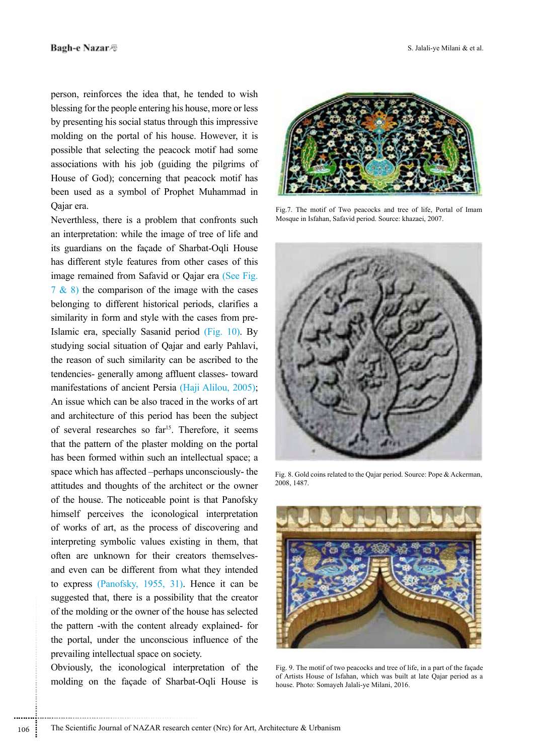person, reinforces the idea that, he tended to wish blessing for the people entering his house, more or less by presenting his social status through this impressive molding on the portal of his house. However, it is possible that selecting the peacock motif had some associations with his job (guiding the pilgrims of House of God); concerning that peacock motif has been used as a symbol of Prophet Muhammad in Qajar era.

Neverthless, there is a problem that confronts such an interpretation: while the image of tree of life and its guardians on the façade of Sharbat-Oqli House has different style features from other cases of this image remained from Safavid or Qajar era (See Fig. 7 & 8) the comparison of the image with the cases belonging to different historical periods, clarifies a similarity in form and style with the cases from pre-Islamic era, specially Sasanid period (Fig. 10). By studying social situation of Qajar and early Pahlavi, the reason of such similarity can be ascribed to the tendencies- generally among affluent classes- toward manifestations of ancient Persia (Haji Alilou, 2005); An issue which can be also traced in the works of art and architecture of this period has been the subject of several researches so far[15]. Therefore, it seems that the pattern of the plaster molding on the portal has been formed within such an intellectual space; a space which has affected –perhaps unconsciously- the attitudes and thoughts of the architect or the owner of the house. The noticeable point is that Panofsky himself perceives the iconological interpretation of works of art, as the process of discovering and interpreting symbolic values existing in them, that often are unknown for their creators themselves- and even can be different from what they intended to express (Panofsky, 1955, 31). Hence it can be suggested that, there is a possibility that the creator of the molding or the owner of the house has selected the pattern -with the content already explained- for the portal, under the unconscious influence of the prevailing intellectual space on society.

Obviously, the iconological interpretation of the molding on the façade of Sharbat-Oqli House is

Fig.7. The motif of Two peacocks and tree of life, Portal of Imam Mosque in Isfahan, Safavid period. Source: khazaei, 2007.

Fig. 8. Gold coins related to the Qajar period. Source: Pope & Ackerman, 2008, 1487.

Fig. 9. The motif of two peacocks and tree of life, in a part of the façade of Artists House of Isfahan, which was built at late Qajar period as a house. Photo: Somayeh Jalali-ye Milani, 2016.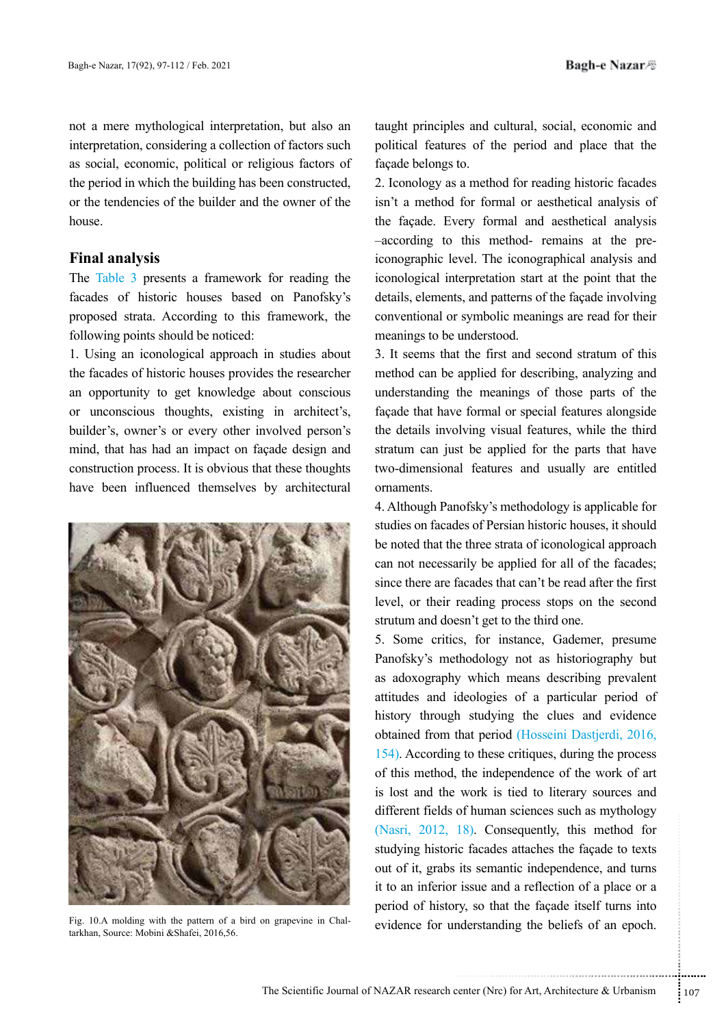not a mere mythological interpretation, but also an interpretation, considering a collection of factors such as social, economic, political or religious factors of the period in which the building has been constructed, or the tendencies of the builder and the owner of the house.

## Final analysis

The Table 3 presents a framework for reading the facades of historic houses based on Panofsky's proposed strata. According to this framework, the following points should be noticed:

1. Using an iconological approach in studies about the facades of historic houses provides the researcher an opportunity to get knowledge about conscious or unconscious thoughts, existing in architect's, builder's, owner's or every other involved person's mind, that has had an impact on façade design and construction process. It is obvious that these thoughts have been influenced themselves by architectural taught principles and cultural, social, economic and political features of the period and place that the façade belongs to.

Fig. 10.A molding with the pattern of a bird on grapevine in Chaltarkhan, Source: Mobini &Shafei, 2016,56.

2. Iconology as a method for reading historic facades isn't a method for formal or aesthetical analysis of the façade. Every formal and aesthetical analysis –according to this method- remains at the pre-iconographic level. The iconographical analysis and iconological interpretation start at the point that the details, elements, and patterns of the façade involving conventional or symbolic meanings are read for their meanings to be understood.

3. It seems that the first and second stratum of this method can be applied for describing, analyzing and understanding the meanings of those parts of the façade that have formal or special features alongside the details involving visual features, while the third stratum can just be applied for the parts that have two-dimensional features and usually are entitled ornaments.

4. Although Panofsky's methodology is applicable for studies on facades of Persian historic houses, it should be noted that the three strata of iconological approach can not necessarily be applied for all of the facades; since there are facades that can't be read after the first level, or their reading process stops on the second strutum and doesn't get to the third one.

5. Some critics, for instance, Gademer, presume Panofsky's methodology not as historiography but as adoxography which means describing prevalent attitudes and ideologies of a particular period of history through studying the clues and evidence obtained from that period (Hosseini Dastjerdi, 2016, 154). According to these critiques, during the process of this method, the independence of the work of art is lost and the work is tied to literary sources and different fields of human sciences such as mythology (Nasri, 2012, 18). Consequently, this method for studying historic facades attaches the façade to texts out of it, grabs its semantic independence, and turns it to an inferior issue and a reflection of a place or a period of history, so that the façade itself turns into evidence for understanding the beliefs of an epoch.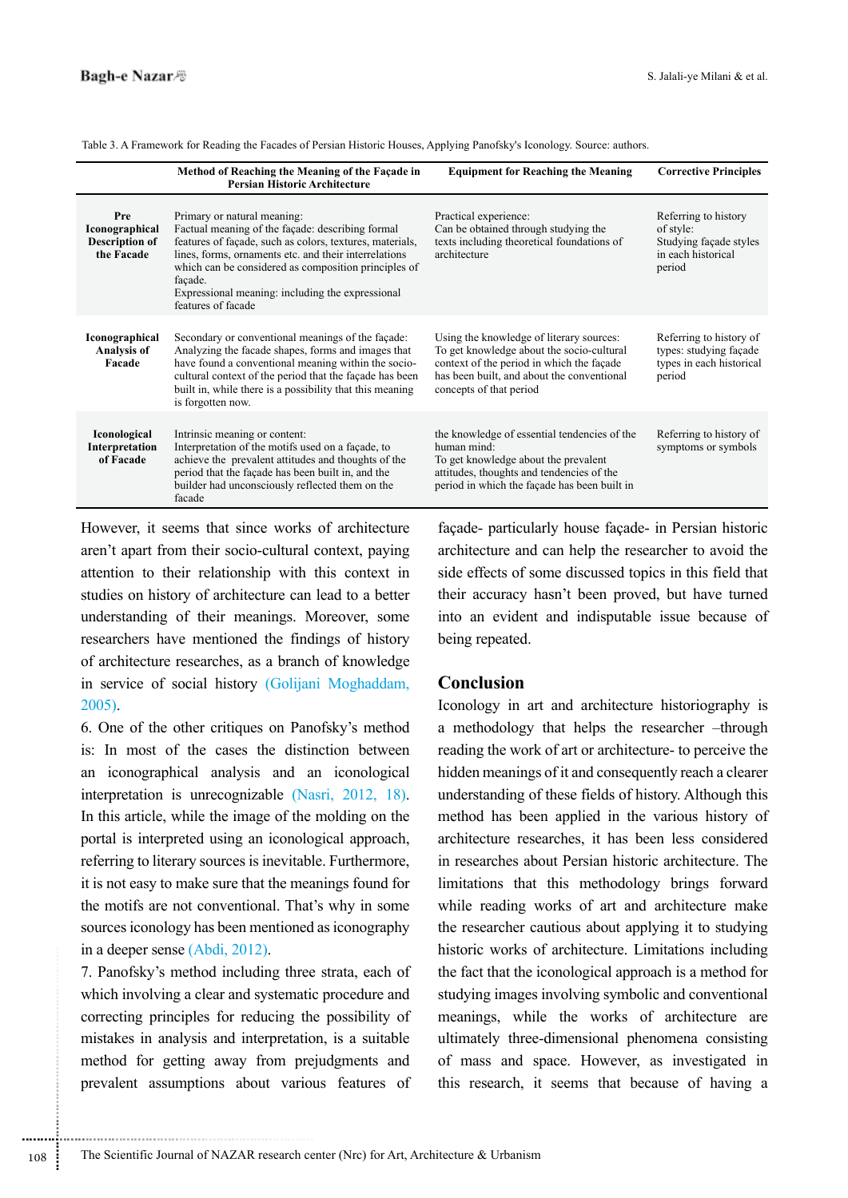Table 3. A Framework for Reading the Facades of Persian Historic Houses, Applying Panofsky's Iconology. Source: authors.

| | Method of Reaching the Meaning of the Façade in Persian Historic Architecture | Equipment for Reaching the Meaning | Corrective Principles |
|---|---|---|---|
| **Pre Iconographical Description of the Facade** | Primary or natural meaning: Factual meaning of the façade: describing formal features of façade, such as colors, textures, materials, lines, forms, ornaments etc. and their interrelations which can be considered as composition principles of façade. Expressional meaning: including the expressional features of facade | Practical experience: Can be obtained through studying the texts including theoretical foundations of architecture | Referring to history of style: Studying façade styles in each historical period |
| **Iconographical Analysis of Facade** | Secondary or conventional meanings of the façade: Analyzing the facade shapes, forms and images that have found a conventional meaning within the socio-cultural context of the period that the façade has been built in, while there is a possibility that this meaning is forgotten now. | Using the knowledge of literary sources: To get knowledge about the socio-cultural context of the period in which the façade has been built, and about the conventional concepts of that period | Referring to history of types: studying façade types in each historical period |
| **Iconological Interpretation of Facade** | Intrinsic meaning or content: Interpretation of the motifs used on a façade, to achieve the prevalent attitudes and thoughts of the period that the façade has been built in, and the builder had unconsciously reflected them on the facade | the knowledge of essential tendencies of the human mind: To get knowledge about the prevalent attitudes, thoughts and tendencies of the period in which the façade has been built in | Referring to history of symptoms or symbols |

However, it seems that since works of architecture aren't apart from their socio-cultural context, paying attention to their relationship with this context in studies on history of architecture can lead to a better understanding of their meanings. Moreover, some researchers have mentioned the findings of history of architecture researches, as a branch of knowledge in service of social history (Golijani Moghaddam, 2005).

6. One of the other critiques on Panofsky's method is: In most of the cases the distinction between an iconographical analysis and an iconological interpretation is unrecognizable (Nasri, 2012, 18). In this article, while the image of the molding on the portal is interpreted using an iconological approach, referring to literary sources is inevitable. Furthermore, it is not easy to make sure that the meanings found for the motifs are not conventional. That's why in some sources iconology has been mentioned as iconography in a deeper sense (Abdi, 2012).

7. Panofsky's method including three strata, each of which involving a clear and systematic procedure and correcting principles for reducing the possibility of mistakes in analysis and interpretation, is a suitable method for getting away from prejudgments and prevalent assumptions about various features of façade- particularly house façade- in Persian historic architecture and can help the researcher to avoid the side effects of some discussed topics in this field that their accuracy hasn't been proved, but have turned into an evident and indisputable issue because of being repeated.

## Conclusion

Iconology in art and architecture historiography is a methodology that helps the researcher –through reading the work of art or architecture- to perceive the hidden meanings of it and consequently reach a clearer understanding of these fields of history. Although this method has been applied in the various history of architecture researches, it has been less considered in researches about Persian historic architecture. The limitations that this methodology brings forward while reading works of art and architecture make the researcher cautious about applying it to studying historic works of architecture. Limitations including the fact that the iconological approach is a method for studying images involving symbolic and conventional meanings, while the works of architecture are ultimately three-dimensional phenomena consisting of mass and space. However, as investigated in this research, it seems that because of having a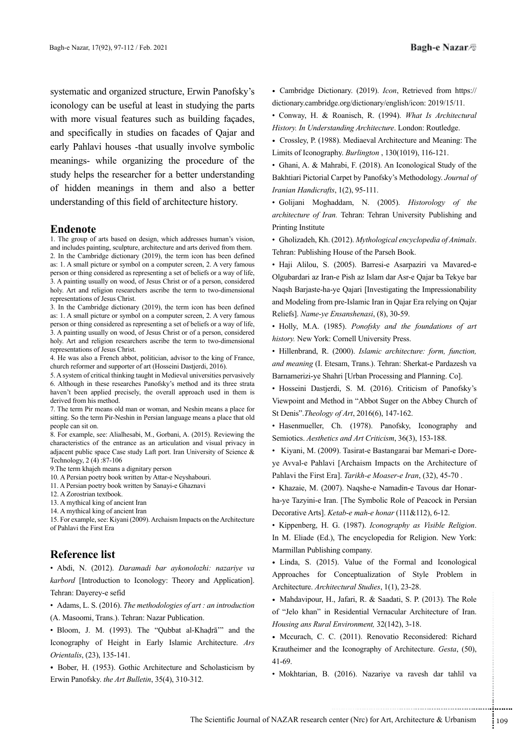systematic and organized structure, Erwin Panofsky's iconology can be useful at least in studying the parts with more visual features such as building façades, and specifically in studies on facades of Qajar and early Pahlavi houses -that usually involve symbolic meanings- while organizing the procedure of the study helps the researcher for a better understanding of hidden meanings in them and also a better understanding of this field of architecture history.

## Endenote

1. The group of arts based on design, which addresses human's vision, and includes painting, sculpture, architecture and arts derived from them.
2. In the Cambridge dictionary (2019), the term icon has been defined as: 1. A small picture or symbol on a computer screen, 2. A very famous person or thing considered as representing a set of beliefs or a way of life, 3. A painting usually on wood, of Jesus Christ or of a person, considered holy. Art and religion researchers ascribe the term to two-dimensional representations of Jesus Christ.
3. In the Cambridge dictionary (2019), the term icon has been defined as: 1. A small picture or symbol on a computer screen, 2. A very famous person or thing considered as representing a set of beliefs or a way of life, 3. A painting usually on wood, of Jesus Christ or of a person, considered holy. Art and religion researchers ascribe the term to two-dimensional representations of Jesus Christ.
4. He was also a French abbot, politician, advisor to the king of France, church reformer and supporter of art (Hosseini Dastjerdi, 2016).
5. A system of critical thinking taught in Medieval universities pervasively
6. Although in these researches Panofsky's method and its three strata haven't been applied precisely, the overall approach used in them is derived from his method.
7. The term Pir means old man or woman, and Neshin means a place for sitting. So the term Pir-Neshin in Persian language means a place that old people can sit on.
8. For example, see: Alialhesabi, M., Gorbani, A. (2015). Reviewing the characteristics of the entrance as an articulation and visual privacy in adjacent public space Case study Laft port. Iran University of Science & Technology, 2 (4) :87-106
9. The term khajeh means a dignitary person
10. A Persian poetry book written by Attar-e Neyshabouri.
11. A Persian poetry book written by Sanayi-e Ghaznavi
12. A Zorostrian textbook.
13. A mythical king of ancient Iran
14. A mythical king of ancient Iran
15. For example, see: Kiyani (2009). Archaism Impacts on the Architecture of Pahlavi the First Era

## Reference list

- Abdi, N. (2012). *Daramadi bar aykonolozhi: nazariye va karbord* [Introduction to Iconology: Theory and Application]. Tehran: Dayerey-e sefid
- Adams, L. S. (2016). *The methodologies of art : an introduction* (A. Masoomi, Trans.). Tehran: Nazar Publication.
- Bloom, J. M. (1993). The "Qubbat al-Khaḍrā'" and the Iconography of Height in Early Islamic Architecture. *Ars Orientalis*, (23), 135-141.
- Bober, H. (1953). Gothic Architecture and Scholasticism by Erwin Panofsky. *the Art Bulletin*, 35(4), 310-312.
- Cambridge Dictionary. (2019). *Icon*, Retrieved from https://dictionary.cambridge.org/dictionary/english/icon: 2019/15/11.
- Conway, H. & Roanisch, R. (1994). *What Is Architectural History. In Understanding Architecture*. London: Routledge.
- Crossley, P. (1988). Mediaeval Architecture and Meaning: The Limits of Iconography. *Burlington* , 130(1019), 116-121.
- Ghani, A. & Mahrabi, F. (2018). An Iconological Study of the Bakhtiari Pictorial Carpet by Panofsky's Methodology. *Journal of Iranian Handicrafts*, 1(2), 95-111.
- Golijani Moghaddam, N. (2005). *Historology of the architecture of Iran.* Tehran: Tehran University Publishing and Printing Institute
- Gholizadeh, Kh. (2012). *Mythological encyclopedia of Animals*. Tehran: Publishing House of the Parseh Book.
- Haji Alilou, S. (2005). Barresi-e Asarpaziri va Mavared-e Olgubardari az Iran-e Pish az Islam dar Asr-e Qajar ba Tekye bar Naqsh Barjaste-ha-ye Qajari [Investigating the Impressionability and Modeling from pre-Islamic Iran in Qajar Era relying on Qajar Reliefs]. *Name-ye Ensanshenasi*, (8), 30-59.
- Holly, M.A. (1985). *Ponofsky and the foundations of art history.* New York: Cornell University Press.
- Hillenbrand, R. (2000). *Islamic architecture: form, function, and meaning* (I. Etesam, Trans.). Tehran: Sherkat-e Pardazesh va Barnamerizi-ye Shahri [Urban Processing and Planning. Co].
- Hosseini Dastjerdi, S. M. (2016). Criticism of Panofsky's Viewpoint and Method in "Abbot Suger on the Abbey Church of St Denis".*Theology of Art*, 2016(6), 147-162.
- Hasenmueller, Ch. (1978). Panofsky, Iconography and Semiotics. *Aesthetics and Art Criticism*, 36(3), 153-188.
- Kiyani, M. (2009). Tasirat-e Bastangarai bar Memari-e Dore-ye Avval-e Pahlavi [Archaism Impacts on the Architecture of Pahlavi the First Era]. *Tarikh-e Moaser-e Iran*, (32), 45-70 .
- Khazaie, M. (2007). Naqshe-e Namadin-e Tavous dar Honar-ha-ye Tazyini-e Iran. [The Symbolic Role of Peacock in Persian Decorative Arts]. *Ketab-e mah-e honar* (111&112), 6-12.
- Kippenberg, H. G. (1987). *Iconography as Visible Religion*. In M. Eliade (Ed.), The encyclopedia for Religion. New York: Marmillan Publishing company.
- Linda, S. (2015). Value of the Formal and Iconological Approaches for Conceptualization of Style Problem in Architecture. *Architectural Studies*, 1(1), 23-28.
- Mahdavipour, H., Jafari, R. & Saadati, S. P. (2013). The Role of "Jelo khan" in Residential Vernacular Architecture of Iran. *Housing ans Rural Environment,* 32(142), 3-18.
- Mccurach, C. C. (2011). Renovatio Reconsidered: Richard Krautheimer and the Iconography of Architecture. *Gesta*, (50), 41-69.
- Mokhtarian, B. (2016). Nazariye va ravesh dar tahlil va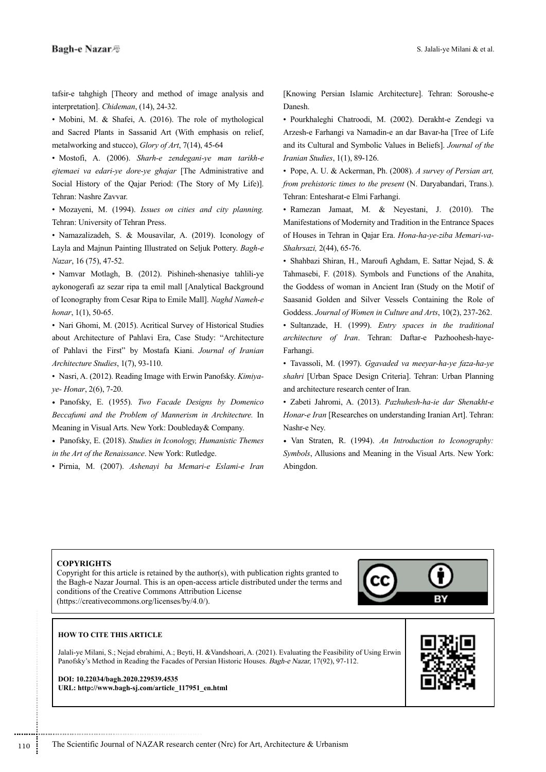tafsir-e tahghigh [Theory and method of image analysis and interpretation]. *Chideman*, (14), 24-32.

- Mobini, M. & Shafei, A. (2016). The role of mythological and Sacred Plants in Sassanid Art (With emphasis on relief, metalworking and stucco), *Glory of Art*, 7(14), 45-64
- Mostofi, A. (2006). *Sharh-e zendegani-ye man tarikh-e ejtemaei va edari-ye dore-ye ghajar* [The Administrative and Social History of the Qajar Period: (The Story of My Life)]. Tehran: Nashre Zavvar.
- Mozayeni, M. (1994). *Issues on cities and city planning.* Tehran: University of Tehran Press.
- Namazalizadeh, S. & Mousavilar, A. (2019). Iconology of Layla and Majnun Painting Illustrated on Seljuk Pottery. *Bagh-e Nazar*, 16 (75), 47-52.
- Namvar Motlagh, B. (2012). Pishineh-shenasiye tahlili-ye aykonegerafi az sezar ripa ta emil mall [Analytical Background of Iconography from Cesar Ripa to Emile Mall]. *Naghd Nameh-e honar*, 1(1), 50-65.
- Nari Ghomi, M. (2015). Acritical Survey of Historical Studies about Architecture of Pahlavi Era, Case Study: "Architecture of Pahlavi the First" by Mostafa Kiani. *Journal of Iranian Architecture Studies*, 1(7), 93-110.
- Nasri, A. (2012). Reading Image with Erwin Panofsky. *Kimiya-ye- Honar*, 2(6), 7-20.
- Panofsky, E. (1955). *Two Facade Designs by Domenico Beccafumi and the Problem of Mannerism in Architecture.* In Meaning in Visual Arts. New York: Doubleday& Company.
- Panofsky, E. (2018). *Studies in Iconology, Humanistic Themes in the Art of the Renaissance*. New York: Rutledge.
- Pirnia, M. (2007). *Ashenayi ba Memari-e Eslami-e Iran* [Knowing Persian Islamic Architecture]. Tehran: Soroushe-e Danesh.
- Pourkhaleghi Chatroodi, M. (2002). Derakht-e Zendegi va Arzesh-e Farhangi va Namadin-e an dar Bavar-ha [Tree of Life and its Cultural and Symbolic Values in Beliefs]. *Journal of the Iranian Studies*, 1(1), 89-126.
- Pope, A. U. & Ackerman, Ph. (2008). *A survey of Persian art, from prehistoric times to the present* (N. Daryabandari, Trans.). Tehran: Entesharat-e Elmi Farhangi.
- Ramezan Jamaat, M. & Neyestani, J. (2010). The Manifestations of Modernity and Tradition in the Entrance Spaces of Houses in Tehran in Qajar Era. *Hona-ha-ye-ziba Memari-va-Shahrsazi,* 2(44), 65-76.
- Shahbazi Shiran, H., Maroufi Aghdam, E. Sattar Nejad, S. & Tahmasebi, F. (2018). Symbols and Functions of the Anahita, the Goddess of woman in Ancient Iran (Study on the Motif of Saasanid Golden and Silver Vessels Containing the Role of Goddess. *Journal of Women in Culture and Arts*, 10(2), 237-262.
- Sultanzade, H. (1999). *Entry spaces in the traditional architecture of Iran*. Tehran: Daftar-e Pazhoohesh-haye-Farhangi.
- Tavassoli, M. (1997). *Ggavaded va meeyar-ha-ye faza-ha-ye shahri* [Urban Space Design Criteria]. Tehran: Urban Planning and architecture research center of Iran.
- Zabeti Jahromi, A. (2013). *Pazhuhesh-ha-ie dar Shenakht-e Honar-e Iran* [Researches on understanding Iranian Art]. Tehran: Nashr-e Ney.
- Van Straten, R. (1994). *An Introduction to Iconography: Symbols*, Allusions and Meaning in the Visual Arts. New York: Abingdon.

**COPYRIGHTS**

Copyright for this article is retained by the author(s), with publication rights granted to the Bagh-e Nazar Journal. This is an open-access article distributed under the terms and conditions of the Creative Commons Attribution License (https://creativecommons.org/licenses/by/4.0/).

**HOW TO CITE THIS ARTICLE**

Jalali-ye Milani, S.; Nejad ebrahimi, A.; Beyti, H. &Vandshoari, A. (2021). Evaluating the Feasibility of Using Erwin Panofsky's Method in Reading the Facades of Persian Historic Houses. *Bagh-e Nazar*, 17(92), 97-112.

**DOI: 10.22034/bagh.2020.229539.4535**
**URL: http://www.bagh-sj.com/article_117951_en.html**